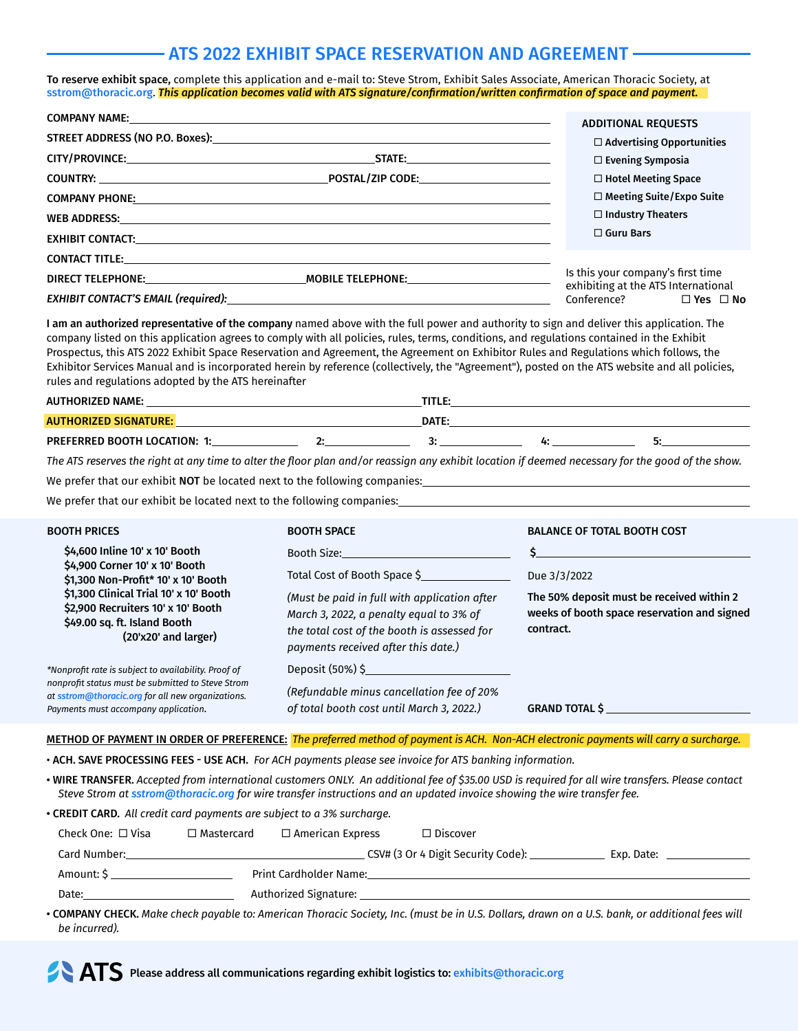# ATS 2022 EXHIBIT SPACE RESERVATION AND AGREEMENT

**To reserve exhibit space,** complete this application and e-mail to: Steve Strom, Exhibit Sales Associate, American Thoracic Society, at sstrom@thoracic.org. ***This application becomes valid with ATS signature/confirmation/written confirmation of space and payment.***

**COMPANY NAME:** ______________________________

**STREET ADDRESS (NO P.O. Boxes):** ______________________________

**CITY/PROVINCE:** ______________________ **STATE:** ______________

**COUNTRY:** ______________________ **POSTAL/ZIP CODE:** ______________

**COMPANY PHONE:** ______________________________

**WEB ADDRESS:** ______________________________

**EXHIBIT CONTACT:** ______________________________

**CONTACT TITLE:** ______________________________

**DIRECT TELEPHONE:** ______________________ **MOBILE TELEPHONE:** ______________

***EXHIBIT CONTACT'S EMAIL (required):*** ______________________________

**ADDITIONAL REQUESTS**

- ☐ Advertising Opportunities
- ☐ Evening Symposia
- ☐ Hotel Meeting Space
- ☐ Meeting Suite/Expo Suite
- ☐ Industry Theaters
- ☐ Guru Bars

Is this your company's first time exhibiting at the ATS International Conference? ☐ Yes ☐ No

**I am an authorized representative of the company** named above with the full power and authority to sign and deliver this application. The company listed on this application agrees to comply with all policies, rules, terms, conditions, and regulations contained in the Exhibit Prospectus, this ATS 2022 Exhibit Space Reservation and Agreement, the Agreement on Exhibitor Rules and Regulations which follows, the Exhibitor Services Manual and is incorporated herein by reference (collectively, the "Agreement"), posted on the ATS website and all policies, rules and regulations adopted by the ATS hereinafter

**AUTHORIZED NAME:** ______________________ **TITLE:** ______________________

**AUTHORIZED SIGNATURE:** ______________________ **DATE:** ______________________

**PREFERRED BOOTH LOCATION: 1:** __________ **2:** __________ **3:** __________ **4:** __________ **5:** __________

*The ATS reserves the right at any time to alter the floor plan and/or reassign any exhibit location if deemed necessary for the good of the show.*

We prefer that our exhibit **NOT** be located next to the following companies: ______________________________

We prefer that our exhibit be located next to the following companies: ______________________________

**BOOTH PRICES**

**$4,600 Inline 10' x 10' Booth**
**$4,900 Corner 10' x 10' Booth**
**$1,300 Non-Profit* 10' x 10' Booth**
**$1,300 Clinical Trial 10' x 10' Booth**
**$2,900 Recruiters 10' x 10' Booth**
**$49.00 sq. ft. Island Booth (20'x20' and larger)**

*\*Nonprofit rate is subject to availability. Proof of nonprofit status must be submitted to Steve Strom at sstrom@thoracic.org for all new organizations. Payments must accompany application.*

**BOOTH SPACE**

Booth Size: ______________________

Total Cost of Booth Space $ ______________

*(Must be paid in full with application after March 3, 2022, a penalty equal to 3% of the total cost of the booth is assessed for payments received after this date.)*

Deposit (50%) $ ______________

*(Refundable minus cancellation fee of 20% of total booth cost until March 3, 2022.)*

**BALANCE OF TOTAL BOOTH COST**

**$** ______________________

Due 3/3/2022

**The 50% deposit must be received within 2 weeks of booth space reservation and signed contract.**

**GRAND TOTAL $** ______________

**METHOD OF PAYMENT IN ORDER OF PREFERENCE:** *The preferred method of payment is ACH. Non-ACH electronic payments will carry a surcharge.*

- **ACH. SAVE PROCESSING FEES - USE ACH.** *For ACH payments please see invoice for ATS banking information.*
- **WIRE TRANSFER.** *Accepted from international customers ONLY. An additional fee of $35.00 USD is required for all wire transfers. Please contact Steve Strom at sstrom@thoracic.org for wire transfer instructions and an updated invoice showing the wire transfer fee.*
- **CREDIT CARD.** *All credit card payments are subject to a 3% surcharge.*

  Check One: ☐ Visa ☐ Mastercard ☐ American Express ☐ Discover

  Card Number: ______________________ CSV# (3 Or 4 Digit Security Code): __________ Exp. Date: __________

  Amount: $ ______________ Print Cardholder Name: ______________________

  Date: ______________ Authorized Signature: ______________________

- **COMPANY CHECK.** *Make check payable to: American Thoracic Society, Inc. (must be in U.S. Dollars, drawn on a U.S. bank, or additional fees will be incurred).*

ATS **Please address all communications regarding exhibit logistics to:** exhibits@thoracic.org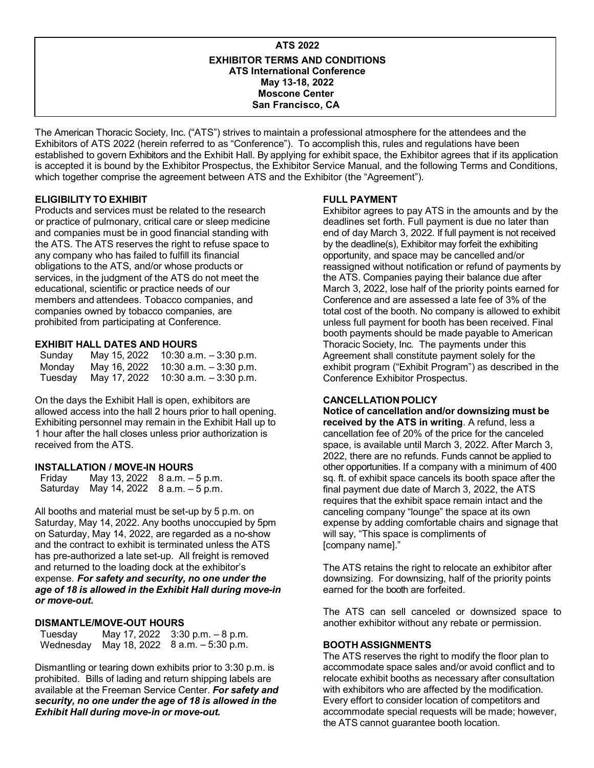**ATS 2022**

**EXHIBITOR TERMS AND CONDITIONS**
**ATS International Conference**
**May 13-18, 2022**
**Moscone Center**
**San Francisco, CA**

The American Thoracic Society, Inc. ("ATS") strives to maintain a professional atmosphere for the attendees and the Exhibitors of ATS 2022 (herein referred to as "Conference"). To accomplish this, rules and regulations have been established to govern Exhibitors and the Exhibit Hall. By applying for exhibit space, the Exhibitor agrees that if its application is accepted it is bound by the Exhibitor Prospectus, the Exhibitor Service Manual, and the following Terms and Conditions, which together comprise the agreement between ATS and the Exhibitor (the "Agreement").

## ELIGIBILITY TO EXHIBIT

Products and services must be related to the research or practice of pulmonary, critical care or sleep medicine and companies must be in good financial standing with the ATS. The ATS reserves the right to refuse space to any company who has failed to fulfill its financial obligations to the ATS, and/or whose products or services, in the judgment of the ATS do not meet the educational, scientific or practice needs of our members and attendees. Tobacco companies, and companies owned by tobacco companies, are prohibited from participating at Conference.

## EXHIBIT HALL DATES AND HOURS

| | | |
|---|---|---|
| Sunday | May 15, 2022 | 10:30 a.m. – 3:30 p.m. |
| Monday | May 16, 2022 | 10:30 a.m. – 3:30 p.m. |
| Tuesday | May 17, 2022 | 10:30 a.m. – 3:30 p.m. |

On the days the Exhibit Hall is open, exhibitors are allowed access into the hall 2 hours prior to hall opening. Exhibiting personnel may remain in the Exhibit Hall up to 1 hour after the hall closes unless prior authorization is received from the ATS.

## INSTALLATION / MOVE-IN HOURS

| | | |
|---|---|---|
| Friday | May 13, 2022 | 8 a.m. – 5 p.m. |
| Saturday | May 14, 2022 | 8 a.m. – 5 p.m. |

All booths and material must be set-up by 5 p.m. on Saturday, May 14, 2022. Any booths unoccupied by 5pm on Saturday, May 14, 2022, are regarded as a no-show and the contract to exhibit is terminated unless the ATS has pre-authorized a late set-up. All freight is removed and returned to the loading dock at the exhibitor's expense. ***For safety and security, no one under the age of 18 is allowed in the Exhibit Hall during move-in or move-out.***

## DISMANTLE/MOVE-OUT HOURS

| | | |
|---|---|---|
| Tuesday | May 17, 2022 | 3:30 p.m. – 8 p.m. |
| Wednesday | May 18, 2022 | 8 a.m. – 5:30 p.m. |

Dismantling or tearing down exhibits prior to 3:30 p.m. is prohibited. Bills of lading and return shipping labels are available at the Freeman Service Center. ***For safety and security, no one under the age of 18 is allowed in the Exhibit Hall during move-in or move-out.***

## FULL PAYMENT

Exhibitor agrees to pay ATS in the amounts and by the deadlines set forth. Full payment is due no later than end of day March 3, 2022. If full payment is not received by the deadline(s), Exhibitor may forfeit the exhibiting opportunity, and space may be cancelled and/or reassigned without notification or refund of payments by the ATS. Companies paying their balance due after March 3, 2022, lose half of the priority points earned for Conference and are assessed a late fee of 3% of the total cost of the booth. No company is allowed to exhibit unless full payment for booth has been received. Final booth payments should be made payable to American Thoracic Society, Inc. The payments under this Agreement shall constitute payment solely for the exhibit program ("Exhibit Program") as described in the Conference Exhibitor Prospectus.

## CANCELLATION POLICY

**Notice of cancellation and/or downsizing must be received by the ATS in writing**. A refund, less a cancellation fee of 20% of the price for the canceled space, is available until March 3, 2022. After March 3, 2022, there are no refunds. Funds cannot be applied to other opportunities. If a company with a minimum of 400 sq. ft. of exhibit space cancels its booth space after the final payment due date of March 3, 2022, the ATS requires that the exhibit space remain intact and the canceling company "lounge" the space at its own expense by adding comfortable chairs and signage that will say, "This space is compliments of [company name]."

The ATS retains the right to relocate an exhibitor after downsizing. For downsizing, half of the priority points earned for the booth are forfeited.

The ATS can sell canceled or downsized space to another exhibitor without any rebate or permission.

## BOOTH ASSIGNMENTS

The ATS reserves the right to modify the floor plan to accommodate space sales and/or avoid conflict and to relocate exhibit booths as necessary after consultation with exhibitors who are affected by the modification. Every effort to consider location of competitors and accommodate special requests will be made; however, the ATS cannot guarantee booth location.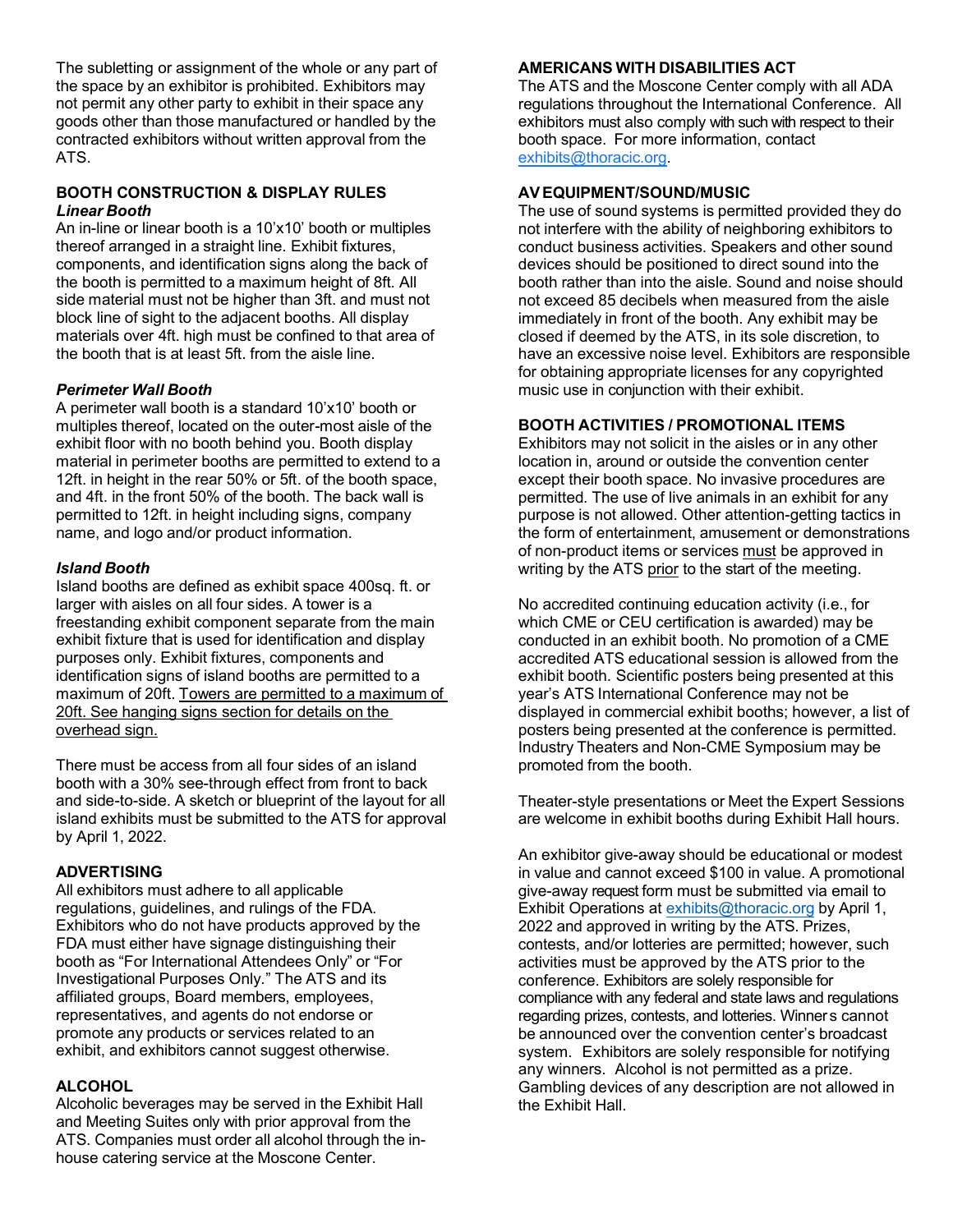The subletting or assignment of the whole or any part of the space by an exhibitor is prohibited. Exhibitors may not permit any other party to exhibit in their space any goods other than those manufactured or handled by the contracted exhibitors without written approval from the ATS.

## BOOTH CONSTRUCTION & DISPLAY RULES

***Linear Booth***

An in-line or linear booth is a 10'x10' booth or multiples thereof arranged in a straight line. Exhibit fixtures, components, and identification signs along the back of the booth is permitted to a maximum height of 8ft. All side material must not be higher than 3ft. and must not block line of sight to the adjacent booths. All display materials over 4ft. high must be confined to that area of the booth that is at least 5ft. from the aisle line.

***Perimeter Wall Booth***

A perimeter wall booth is a standard 10'x10' booth or multiples thereof, located on the outer-most aisle of the exhibit floor with no booth behind you. Booth display material in perimeter booths are permitted to extend to a 12ft. in height in the rear 50% or 5ft. of the booth space, and 4ft. in the front 50% of the booth. The back wall is permitted to 12ft. in height including signs, company name, and logo and/or product information.

***Island Booth***

Island booths are defined as exhibit space 400sq. ft. or larger with aisles on all four sides. A tower is a freestanding exhibit component separate from the main exhibit fixture that is used for identification and display purposes only. Exhibit fixtures, components and identification signs of island booths are permitted to a maximum of 20ft. <u>Towers are permitted to a maximum of 20ft. See hanging signs section for details on the overhead sign.</u>

There must be access from all four sides of an island booth with a 30% see-through effect from front to back and side-to-side. A sketch or blueprint of the layout for all island exhibits must be submitted to the ATS for approval by April 1, 2022.

## ADVERTISING

All exhibitors must adhere to all applicable regulations, guidelines, and rulings of the FDA. Exhibitors who do not have products approved by the FDA must either have signage distinguishing their booth as "For International Attendees Only" or "For Investigational Purposes Only." The ATS and its affiliated groups, Board members, employees, representatives, and agents do not endorse or promote any products or services related to an exhibit, and exhibitors cannot suggest otherwise.

## ALCOHOL

Alcoholic beverages may be served in the Exhibit Hall and Meeting Suites only with prior approval from the ATS. Companies must order all alcohol through the in-house catering service at the Moscone Center.

## AMERICANS WITH DISABILITIES ACT

The ATS and the Moscone Center comply with all ADA regulations throughout the International Conference. All exhibitors must also comply with such with respect to their booth space. For more information, contact exhibits@thoracic.org.

## AV EQUIPMENT/SOUND/MUSIC

The use of sound systems is permitted provided they do not interfere with the ability of neighboring exhibitors to conduct business activities. Speakers and other sound devices should be positioned to direct sound into the booth rather than into the aisle. Sound and noise should not exceed 85 decibels when measured from the aisle immediately in front of the booth. Any exhibit may be closed if deemed by the ATS, in its sole discretion, to have an excessive noise level. Exhibitors are responsible for obtaining appropriate licenses for any copyrighted music use in conjunction with their exhibit.

## BOOTH ACTIVITIES / PROMOTIONAL ITEMS

Exhibitors may not solicit in the aisles or in any other location in, around or outside the convention center except their booth space. No invasive procedures are permitted. The use of live animals in an exhibit for any purpose is not allowed. Other attention-getting tactics in the form of entertainment, amusement or demonstrations of non-product items or services <u>must</u> be approved in writing by the ATS <u>prior</u> to the start of the meeting.

No accredited continuing education activity (i.e., for which CME or CEU certification is awarded) may be conducted in an exhibit booth. No promotion of a CME accredited ATS educational session is allowed from the exhibit booth. Scientific posters being presented at this year's ATS International Conference may not be displayed in commercial exhibit booths; however, a list of posters being presented at the conference is permitted. Industry Theaters and Non-CME Symposium may be promoted from the booth.

Theater-style presentations or Meet the Expert Sessions are welcome in exhibit booths during Exhibit Hall hours.

An exhibitor give-away should be educational or modest in value and cannot exceed $100 in value. A promotional give-away request form must be submitted via email to Exhibit Operations at exhibits@thoracic.org by April 1, 2022 and approved in writing by the ATS. Prizes, contests, and/or lotteries are permitted; however, such activities must be approved by the ATS prior to the conference. Exhibitors are solely responsible for compliance with any federal and state laws and regulations regarding prizes, contests, and lotteries. Winners cannot be announced over the convention center's broadcast system. Exhibitors are solely responsible for notifying any winners. Alcohol is not permitted as a prize. Gambling devices of any description are not allowed in the Exhibit Hall.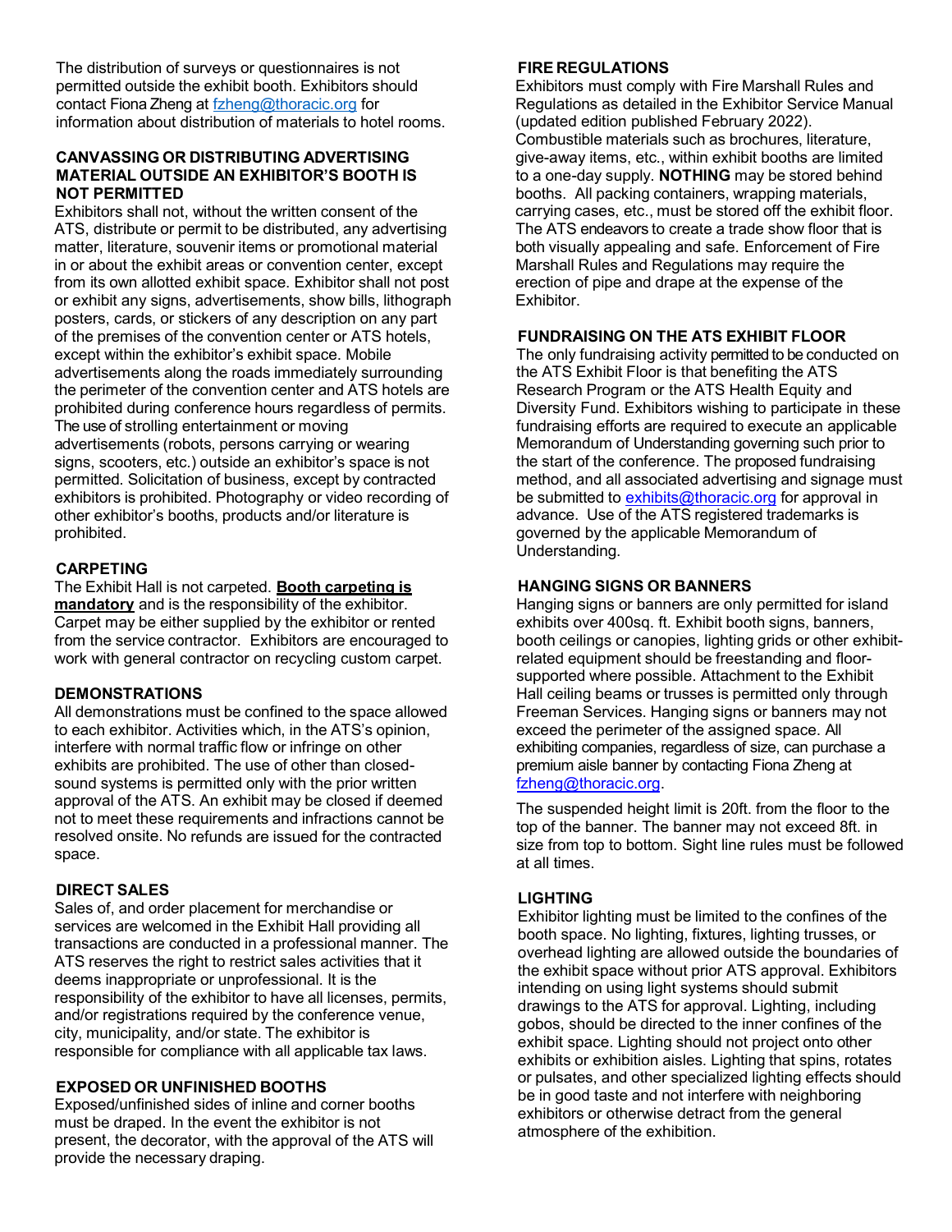The distribution of surveys or questionnaires is not permitted outside the exhibit booth. Exhibitors should contact Fiona Zheng at fzheng@thoracic.org for information about distribution of materials to hotel rooms.

### CANVASSING OR DISTRIBUTING ADVERTISING MATERIAL OUTSIDE AN EXHIBITOR'S BOOTH IS NOT PERMITTED

Exhibitors shall not, without the written consent of the ATS, distribute or permit to be distributed, any advertising matter, literature, souvenir items or promotional material in or about the exhibit areas or convention center, except from its own allotted exhibit space. Exhibitor shall not post or exhibit any signs, advertisements, show bills, lithograph posters, cards, or stickers of any description on any part of the premises of the convention center or ATS hotels, except within the exhibitor's exhibit space. Mobile advertisements along the roads immediately surrounding the perimeter of the convention center and ATS hotels are prohibited during conference hours regardless of permits. The use of strolling entertainment or moving advertisements (robots, persons carrying or wearing signs, scooters, etc.) outside an exhibitor's space is not permitted. Solicitation of business, except by contracted exhibitors is prohibited. Photography or video recording of other exhibitor's booths, products and/or literature is prohibited.

### CARPETING

The Exhibit Hall is not carpeted. **Booth carpeting is mandatory** and is the responsibility of the exhibitor. Carpet may be either supplied by the exhibitor or rented from the service contractor. Exhibitors are encouraged to work with general contractor on recycling custom carpet.

### DEMONSTRATIONS

All demonstrations must be confined to the space allowed to each exhibitor. Activities which, in the ATS's opinion, interfere with normal traffic flow or infringe on other exhibits are prohibited. The use of other than closed-sound systems is permitted only with the prior written approval of the ATS. An exhibit may be closed if deemed not to meet these requirements and infractions cannot be resolved onsite. No refunds are issued for the contracted space.

### DIRECT SALES

Sales of, and order placement for merchandise or services are welcomed in the Exhibit Hall providing all transactions are conducted in a professional manner. The ATS reserves the right to restrict sales activities that it deems inappropriate or unprofessional. It is the responsibility of the exhibitor to have all licenses, permits, and/or registrations required by the conference venue, city, municipality, and/or state. The exhibitor is responsible for compliance with all applicable tax laws.

### EXPOSED OR UNFINISHED BOOTHS

Exposed/unfinished sides of inline and corner booths must be draped. In the event the exhibitor is not present, the decorator, with the approval of the ATS will provide the necessary draping.

### FIRE REGULATIONS

Exhibitors must comply with Fire Marshall Rules and Regulations as detailed in the Exhibitor Service Manual (updated edition published February 2022). Combustible materials such as brochures, literature, give-away items, etc., within exhibit booths are limited to a one-day supply. **NOTHING** may be stored behind booths. All packing containers, wrapping materials, carrying cases, etc., must be stored off the exhibit floor. The ATS endeavors to create a trade show floor that is both visually appealing and safe. Enforcement of Fire Marshall Rules and Regulations may require the erection of pipe and drape at the expense of the Exhibitor.

### FUNDRAISING ON THE ATS EXHIBIT FLOOR

The only fundraising activity permitted to be conducted on the ATS Exhibit Floor is that benefiting the ATS Research Program or the ATS Health Equity and Diversity Fund. Exhibitors wishing to participate in these fundraising efforts are required to execute an applicable Memorandum of Understanding governing such prior to the start of the conference. The proposed fundraising method, and all associated advertising and signage must be submitted to exhibits@thoracic.org for approval in advance. Use of the ATS registered trademarks is governed by the applicable Memorandum of Understanding.

### HANGING SIGNS OR BANNERS

Hanging signs or banners are only permitted for island exhibits over 400sq. ft. Exhibit booth signs, banners, booth ceilings or canopies, lighting grids or other exhibit-related equipment should be freestanding and floor-supported where possible. Attachment to the Exhibit Hall ceiling beams or trusses is permitted only through Freeman Services. Hanging signs or banners may not exceed the perimeter of the assigned space. All exhibiting companies, regardless of size, can purchase a premium aisle banner by contacting Fiona Zheng at fzheng@thoracic.org.

The suspended height limit is 20ft. from the floor to the top of the banner. The banner may not exceed 8ft. in size from top to bottom. Sight line rules must be followed at all times.

### LIGHTING

Exhibitor lighting must be limited to the confines of the booth space. No lighting, fixtures, lighting trusses, or overhead lighting are allowed outside the boundaries of the exhibit space without prior ATS approval. Exhibitors intending on using light systems should submit drawings to the ATS for approval. Lighting, including gobos, should be directed to the inner confines of the exhibit space. Lighting should not project onto other exhibits or exhibition aisles. Lighting that spins, rotates or pulsates, and other specialized lighting effects should be in good taste and not interfere with neighboring exhibitors or otherwise detract from the general atmosphere of the exhibition.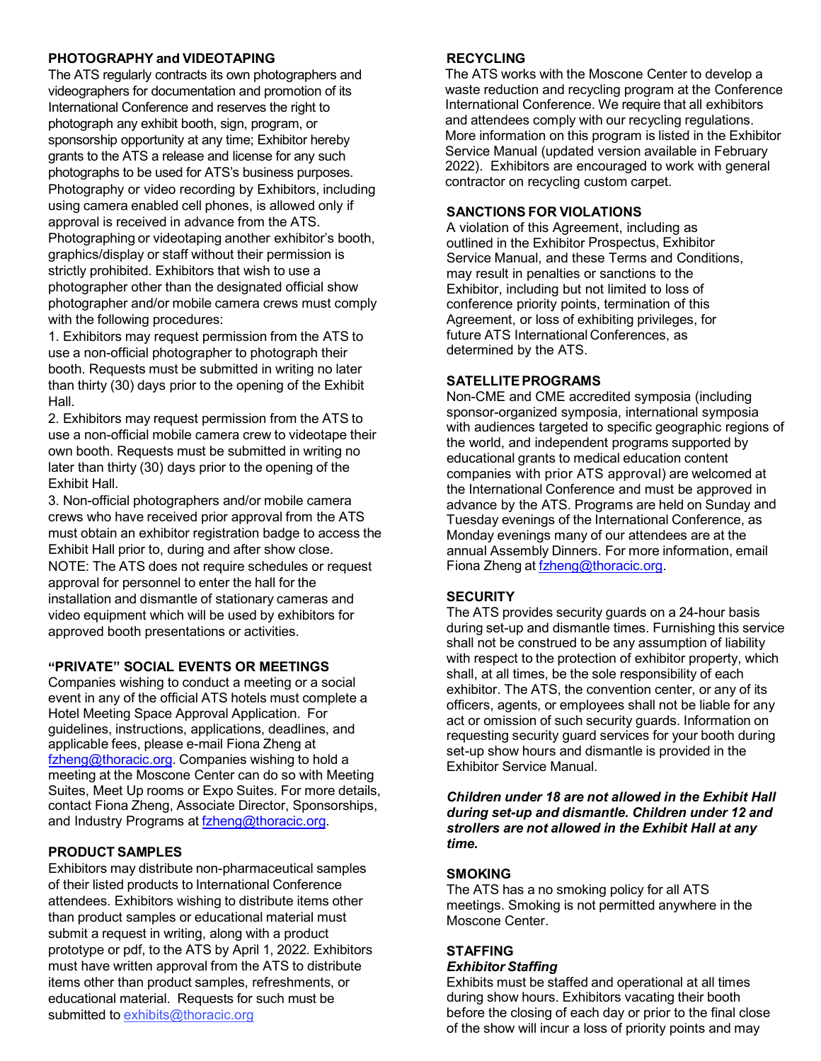## PHOTOGRAPHY and VIDEOTAPING

The ATS regularly contracts its own photographers and videographers for documentation and promotion of its International Conference and reserves the right to photograph any exhibit booth, sign, program, or sponsorship opportunity at any time; Exhibitor hereby grants to the ATS a release and license for any such photographs to be used for ATS's business purposes. Photography or video recording by Exhibitors, including using camera enabled cell phones, is allowed only if approval is received in advance from the ATS. Photographing or videotaping another exhibitor's booth, graphics/display or staff without their permission is strictly prohibited. Exhibitors that wish to use a photographer other than the designated official show photographer and/or mobile camera crews must comply with the following procedures:

1. Exhibitors may request permission from the ATS to use a non-official photographer to photograph their booth. Requests must be submitted in writing no later than thirty (30) days prior to the opening of the Exhibit Hall.
2. Exhibitors may request permission from the ATS to use a non-official mobile camera crew to videotape their own booth. Requests must be submitted in writing no later than thirty (30) days prior to the opening of the Exhibit Hall.
3. Non-official photographers and/or mobile camera crews who have received prior approval from the ATS must obtain an exhibitor registration badge to access the Exhibit Hall prior to, during and after show close.

NOTE: The ATS does not require schedules or request approval for personnel to enter the hall for the installation and dismantle of stationary cameras and video equipment which will be used by exhibitors for approved booth presentations or activities.

## "PRIVATE" SOCIAL EVENTS OR MEETINGS

Companies wishing to conduct a meeting or a social event in any of the official ATS hotels must complete a Hotel Meeting Space Approval Application. For guidelines, instructions, applications, deadlines, and applicable fees, please e-mail Fiona Zheng at fzheng@thoracic.org. Companies wishing to hold a meeting at the Moscone Center can do so with Meeting Suites, Meet Up rooms or Expo Suites. For more details, contact Fiona Zheng, Associate Director, Sponsorships, and Industry Programs at fzheng@thoracic.org.

## PRODUCT SAMPLES

Exhibitors may distribute non-pharmaceutical samples of their listed products to International Conference attendees. Exhibitors wishing to distribute items other than product samples or educational material must submit a request in writing, along with a product prototype or pdf, to the ATS by April 1, 2022. Exhibitors must have written approval from the ATS to distribute items other than product samples, refreshments, or educational material. Requests for such must be submitted to exhibits@thoracic.org

## RECYCLING

The ATS works with the Moscone Center to develop a waste reduction and recycling program at the Conference International Conference. We require that all exhibitors and attendees comply with our recycling regulations. More information on this program is listed in the Exhibitor Service Manual (updated version available in February 2022). Exhibitors are encouraged to work with general contractor on recycling custom carpet.

## SANCTIONS FOR VIOLATIONS

A violation of this Agreement, including as outlined in the Exhibitor Prospectus, Exhibitor Service Manual, and these Terms and Conditions, may result in penalties or sanctions to the Exhibitor, including but not limited to loss of conference priority points, termination of this Agreement, or loss of exhibiting privileges, for future ATS International Conferences, as determined by the ATS.

## SATELLITE PROGRAMS

Non-CME and CME accredited symposia (including sponsor-organized symposia, international symposia with audiences targeted to specific geographic regions of the world, and independent programs supported by educational grants to medical education content companies with prior ATS approval) are welcomed at the International Conference and must be approved in advance by the ATS. Programs are held on Sunday and Tuesday evenings of the International Conference, as Monday evenings many of our attendees are at the annual Assembly Dinners. For more information, email Fiona Zheng at fzheng@thoracic.org.

## SECURITY

The ATS provides security guards on a 24-hour basis during set-up and dismantle times. Furnishing this service shall not be construed to be any assumption of liability with respect to the protection of exhibitor property, which shall, at all times, be the sole responsibility of each exhibitor. The ATS, the convention center, or any of its officers, agents, or employees shall not be liable for any act or omission of such security guards. Information on requesting security guard services for your booth during set-up show hours and dismantle is provided in the Exhibitor Service Manual.

***Children under 18 are not allowed in the Exhibit Hall during set-up and dismantle. Children under 12 and strollers are not allowed in the Exhibit Hall at any time.***

## SMOKING

The ATS has a no smoking policy for all ATS meetings. Smoking is not permitted anywhere in the Moscone Center.

## STAFFING

### *Exhibitor Staffing*

Exhibits must be staffed and operational at all times during show hours. Exhibitors vacating their booth before the closing of each day or prior to the final close of the show will incur a loss of priority points and may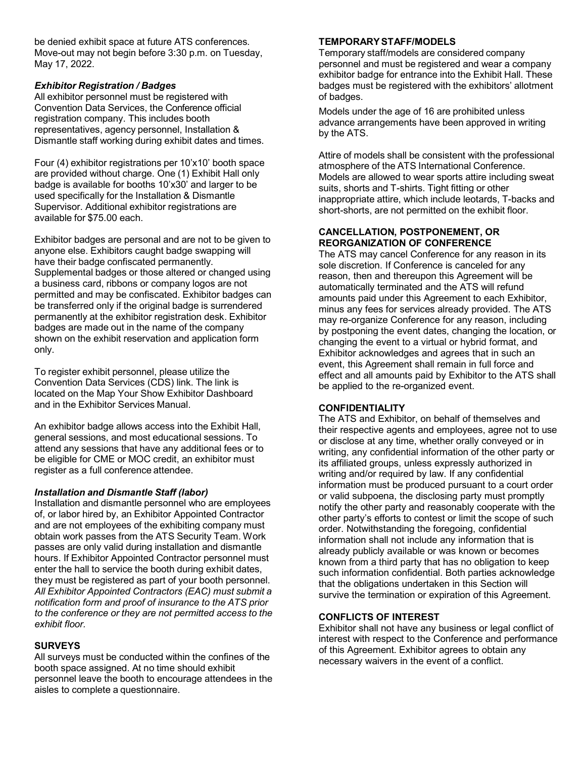be denied exhibit space at future ATS conferences. Move-out may not begin before 3:30 p.m. on Tuesday, May 17, 2022.

***Exhibitor Registration / Badges***

All exhibitor personnel must be registered with Convention Data Services, the Conference official registration company. This includes booth representatives, agency personnel, Installation & Dismantle staff working during exhibit dates and times.

Four (4) exhibitor registrations per 10'x10' booth space are provided without charge. One (1) Exhibit Hall only badge is available for booths 10'x30' and larger to be used specifically for the Installation & Dismantle Supervisor. Additional exhibitor registrations are available for $75.00 each.

Exhibitor badges are personal and are not to be given to anyone else. Exhibitors caught badge swapping will have their badge confiscated permanently. Supplemental badges or those altered or changed using a business card, ribbons or company logos are not permitted and may be confiscated. Exhibitor badges can be transferred only if the original badge is surrendered permanently at the exhibitor registration desk. Exhibitor badges are made out in the name of the company shown on the exhibit reservation and application form only.

To register exhibit personnel, please utilize the Convention Data Services (CDS) link. The link is located on the Map Your Show Exhibitor Dashboard and in the Exhibitor Services Manual.

An exhibitor badge allows access into the Exhibit Hall, general sessions, and most educational sessions. To attend any sessions that have any additional fees or to be eligible for CME or MOC credit, an exhibitor must register as a full conference attendee.

***Installation and Dismantle Staff (labor)***

Installation and dismantle personnel who are employees of, or labor hired by, an Exhibitor Appointed Contractor and are not employees of the exhibiting company must obtain work passes from the ATS Security Team. Work passes are only valid during installation and dismantle hours. If Exhibitor Appointed Contractor personnel must enter the hall to service the booth during exhibit dates, they must be registered as part of your booth personnel. *All Exhibitor Appointed Contractors (EAC) must submit a notification form and proof of insurance to the ATS prior to the conference or they are not permitted access to the exhibit floor.*

**SURVEYS**

All surveys must be conducted within the confines of the booth space assigned. At no time should exhibit personnel leave the booth to encourage attendees in the aisles to complete a questionnaire.

**TEMPORARY STAFF/MODELS**

Temporary staff/models are considered company personnel and must be registered and wear a company exhibitor badge for entrance into the Exhibit Hall. These badges must be registered with the exhibitors' allotment of badges.

Models under the age of 16 are prohibited unless advance arrangements have been approved in writing by the ATS.

Attire of models shall be consistent with the professional atmosphere of the ATS International Conference. Models are allowed to wear sports attire including sweat suits, shorts and T-shirts. Tight fitting or other inappropriate attire, which include leotards, T-backs and short-shorts, are not permitted on the exhibit floor.

**CANCELLATION, POSTPONEMENT, OR REORGANIZATION OF CONFERENCE**

The ATS may cancel Conference for any reason in its sole discretion. If Conference is canceled for any reason, then and thereupon this Agreement will be automatically terminated and the ATS will refund amounts paid under this Agreement to each Exhibitor, minus any fees for services already provided. The ATS may re-organize Conference for any reason, including by postponing the event dates, changing the location, or changing the event to a virtual or hybrid format, and Exhibitor acknowledges and agrees that in such an event, this Agreement shall remain in full force and effect and all amounts paid by Exhibitor to the ATS shall be applied to the re-organized event.

**CONFIDENTIALITY**

The ATS and Exhibitor, on behalf of themselves and their respective agents and employees, agree not to use or disclose at any time, whether orally conveyed or in writing, any confidential information of the other party or its affiliated groups, unless expressly authorized in writing and/or required by law. If any confidential information must be produced pursuant to a court order or valid subpoena, the disclosing party must promptly notify the other party and reasonably cooperate with the other party's efforts to contest or limit the scope of such order. Notwithstanding the foregoing, confidential information shall not include any information that is already publicly available or was known or becomes known from a third party that has no obligation to keep such information confidential. Both parties acknowledge that the obligations undertaken in this Section will survive the termination or expiration of this Agreement.

**CONFLICTS OF INTEREST**

Exhibitor shall not have any business or legal conflict of interest with respect to the Conference and performance of this Agreement. Exhibitor agrees to obtain any necessary waivers in the event of a conflict.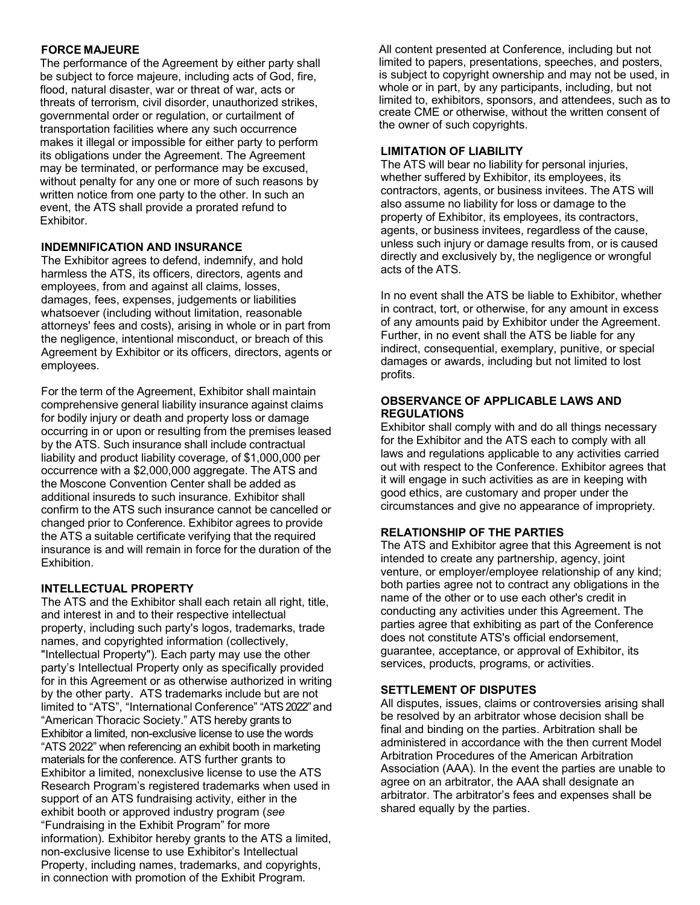## FORCE MAJEURE

The performance of the Agreement by either party shall be subject to force majeure, including acts of God, fire, flood, natural disaster, war or threat of war, acts or threats of terrorism, civil disorder, unauthorized strikes, governmental order or regulation, or curtailment of transportation facilities where any such occurrence makes it illegal or impossible for either party to perform its obligations under the Agreement. The Agreement may be terminated, or performance may be excused, without penalty for any one or more of such reasons by written notice from one party to the other. In such an event, the ATS shall provide a prorated refund to Exhibitor.

## INDEMNIFICATION AND INSURANCE

The Exhibitor agrees to defend, indemnify, and hold harmless the ATS, its officers, directors, agents and employees, from and against all claims, losses, damages, fees, expenses, judgements or liabilities whatsoever (including without limitation, reasonable attorneys' fees and costs), arising in whole or in part from the negligence, intentional misconduct, or breach of this Agreement by Exhibitor or its officers, directors, agents or employees.

For the term of the Agreement, Exhibitor shall maintain comprehensive general liability insurance against claims for bodily injury or death and property loss or damage occurring in or upon or resulting from the premises leased by the ATS. Such insurance shall include contractual liability and product liability coverage, of $1,000,000 per occurrence with a $2,000,000 aggregate. The ATS and the Moscone Convention Center shall be added as additional insureds to such insurance. Exhibitor shall confirm to the ATS such insurance cannot be cancelled or changed prior to Conference. Exhibitor agrees to provide the ATS a suitable certificate verifying that the required insurance is and will remain in force for the duration of the Exhibition.

## INTELLECTUAL PROPERTY

The ATS and the Exhibitor shall each retain all right, title, and interest in and to their respective intellectual property, including such party's logos, trademarks, trade names, and copyrighted information (collectively, "Intellectual Property"). Each party may use the other party's Intellectual Property only as specifically provided for in this Agreement or as otherwise authorized in writing by the other party. ATS trademarks include but are not limited to "ATS", "International Conference" "ATS 2022" and "American Thoracic Society." ATS hereby grants to Exhibitor a limited, non-exclusive license to use the words "ATS 2022" when referencing an exhibit booth in marketing materials for the conference. ATS further grants to Exhibitor a limited, nonexclusive license to use the ATS Research Program's registered trademarks when used in support of an ATS fundraising activity, either in the exhibit booth or approved industry program (*see* "Fundraising in the Exhibit Program" for more information). Exhibitor hereby grants to the ATS a limited, non-exclusive license to use Exhibitor's Intellectual Property, including names, trademarks, and copyrights, in connection with promotion of the Exhibit Program.

All content presented at Conference, including but not limited to papers, presentations, speeches, and posters, is subject to copyright ownership and may not be used, in whole or in part, by any participants, including, but not limited to, exhibitors, sponsors, and attendees, such as to create CME or otherwise, without the written consent of the owner of such copyrights.

## LIMITATION OF LIABILITY

The ATS will bear no liability for personal injuries, whether suffered by Exhibitor, its employees, its contractors, agents, or business invitees. The ATS will also assume no liability for loss or damage to the property of Exhibitor, its employees, its contractors, agents, or business invitees, regardless of the cause, unless such injury or damage results from, or is caused directly and exclusively by, the negligence or wrongful acts of the ATS.

In no event shall the ATS be liable to Exhibitor, whether in contract, tort, or otherwise, for any amount in excess of any amounts paid by Exhibitor under the Agreement. Further, in no event shall the ATS be liable for any indirect, consequential, exemplary, punitive, or special damages or awards, including but not limited to lost profits.

## OBSERVANCE OF APPLICABLE LAWS AND REGULATIONS

Exhibitor shall comply with and do all things necessary for the Exhibitor and the ATS each to comply with all laws and regulations applicable to any activities carried out with respect to the Conference. Exhibitor agrees that it will engage in such activities as are in keeping with good ethics, are customary and proper under the circumstances and give no appearance of impropriety.

## RELATIONSHIP OF THE PARTIES

The ATS and Exhibitor agree that this Agreement is not intended to create any partnership, agency, joint venture, or employer/employee relationship of any kind; both parties agree not to contract any obligations in the name of the other or to use each other's credit in conducting any activities under this Agreement. The parties agree that exhibiting as part of the Conference does not constitute ATS's official endorsement, guarantee, acceptance, or approval of Exhibitor, its services, products, programs, or activities.

## SETTLEMENT OF DISPUTES

All disputes, issues, claims or controversies arising shall be resolved by an arbitrator whose decision shall be final and binding on the parties. Arbitration shall be administered in accordance with the then current Model Arbitration Procedures of the American Arbitration Association (AAA). In the event the parties are unable to agree on an arbitrator, the AAA shall designate an arbitrator. The arbitrator's fees and expenses shall be shared equally by the parties.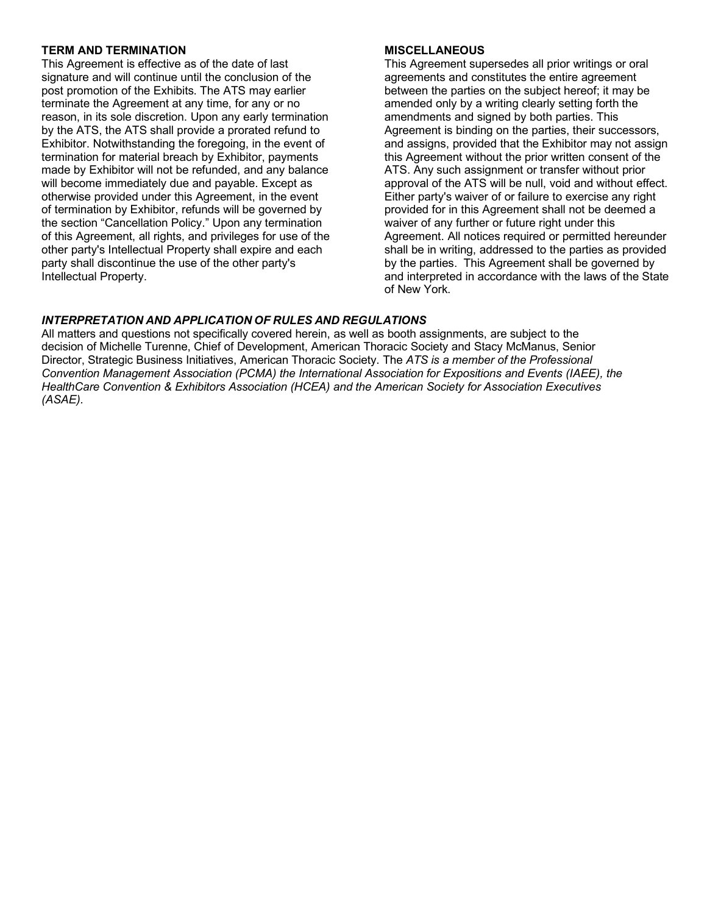**TERM AND TERMINATION**

This Agreement is effective as of the date of last signature and will continue until the conclusion of the post promotion of the Exhibits. The ATS may earlier terminate the Agreement at any time, for any or no reason, in its sole discretion. Upon any early termination by the ATS, the ATS shall provide a prorated refund to Exhibitor. Notwithstanding the foregoing, in the event of termination for material breach by Exhibitor, payments made by Exhibitor will not be refunded, and any balance will become immediately due and payable. Except as otherwise provided under this Agreement, in the event of termination by Exhibitor, refunds will be governed by the section "Cancellation Policy." Upon any termination of this Agreement, all rights, and privileges for use of the other party's Intellectual Property shall expire and each party shall discontinue the use of the other party's Intellectual Property.

**MISCELLANEOUS**

This Agreement supersedes all prior writings or oral agreements and constitutes the entire agreement between the parties on the subject hereof; it may be amended only by a writing clearly setting forth the amendments and signed by both parties. This Agreement is binding on the parties, their successors, and assigns, provided that the Exhibitor may not assign this Agreement without the prior written consent of the ATS. Any such assignment or transfer without prior approval of the ATS will be null, void and without effect. Either party's waiver of or failure to exercise any right provided for in this Agreement shall not be deemed a waiver of any further or future right under this Agreement. All notices required or permitted hereunder shall be in writing, addressed to the parties as provided by the parties. This Agreement shall be governed by and interpreted in accordance with the laws of the State of New York.

***INTERPRETATION AND APPLICATION OF RULES AND REGULATIONS***

All matters and questions not specifically covered herein, as well as booth assignments, are subject to the decision of Michelle Turenne, Chief of Development, American Thoracic Society and Stacy McManus, Senior Director, Strategic Business Initiatives, American Thoracic Society. The *ATS is a member of the Professional Convention Management Association (PCMA) the International Association for Expositions and Events (IAEE), the HealthCare Convention & Exhibitors Association (HCEA) and the American Society for Association Executives (ASAE).*